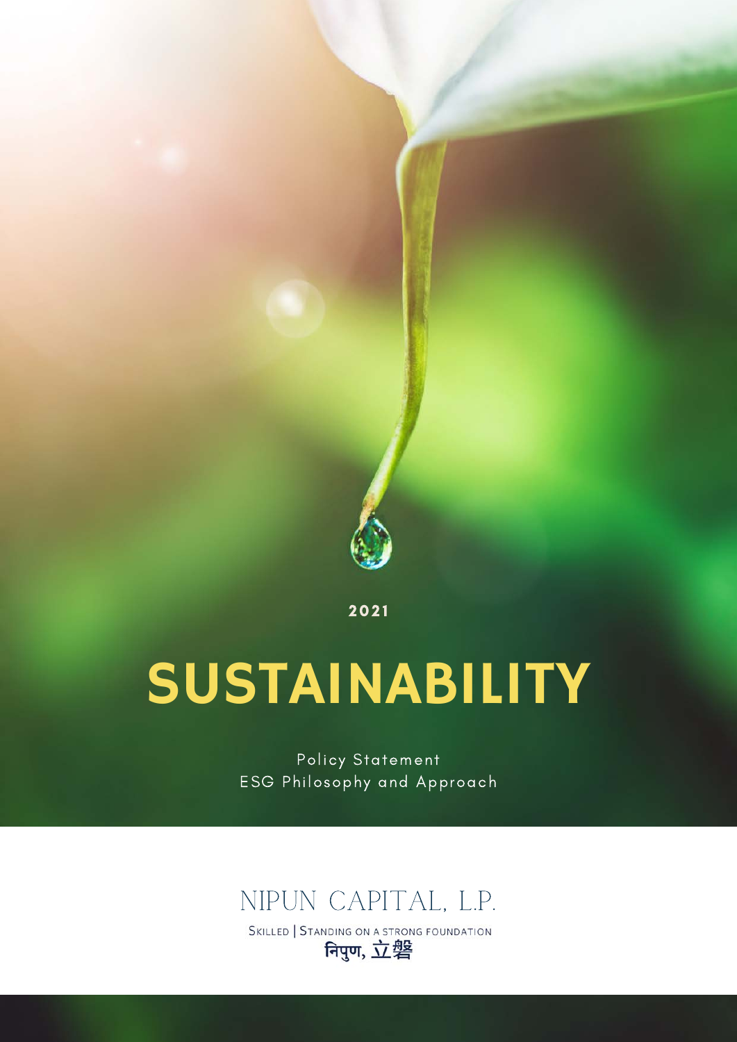2021

# SUSTAINABILITY

Policy Statement
ESG Philosophy and Approach

NIPUN CAPITAL, L.P.

SKILLED | STANDING ON A STRONG FOUNDATION

निपुण, 立磐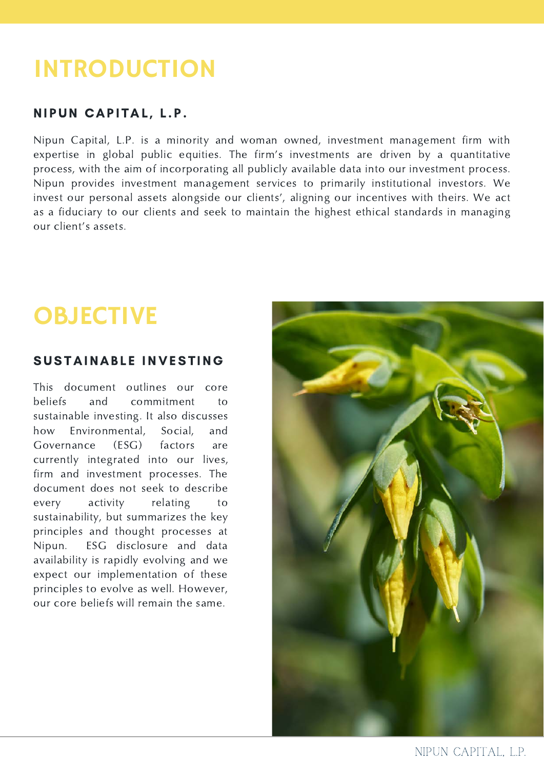# INTRODUCTION

## NIPUN CAPITAL, L.P.

Nipun Capital, L.P. is a minority and woman owned, investment management firm with expertise in global public equities. The firm's investments are driven by a quantitative process, with the aim of incorporating all publicly available data into our investment process. Nipun provides investment management services to primarily institutional investors. We invest our personal assets alongside our clients', aligning our incentives with theirs. We act as a fiduciary to our clients and seek to maintain the highest ethical standards in managing our client's assets.

# OBJECTIVE

## SUSTAINABLE INVESTING

This document outlines our core beliefs and commitment to sustainable investing. It also discusses how Environmental, Social, and Governance (ESG) factors are currently integrated into our lives, firm and investment processes. The document does not seek to describe every activity relating to sustainability, but summarizes the key principles and thought processes at Nipun. ESG disclosure and data availability is rapidly evolving and we expect our implementation of these principles to evolve as well. However, our core beliefs will remain the same.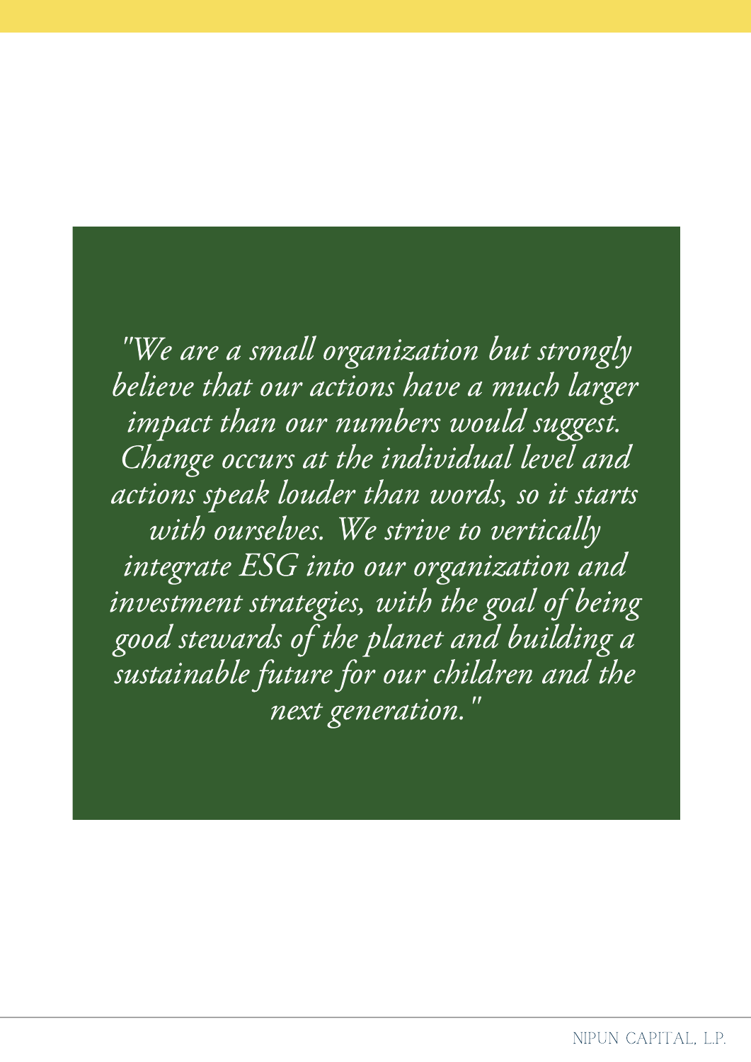*"We are a small organization but strongly believe that our actions have a much larger impact than our numbers would suggest. Change occurs at the individual level and actions speak louder than words, so it starts with ourselves. We strive to vertically integrate ESG into our organization and investment strategies, with the goal of being good stewards of the planet and building a sustainable future for our children and the next generation."*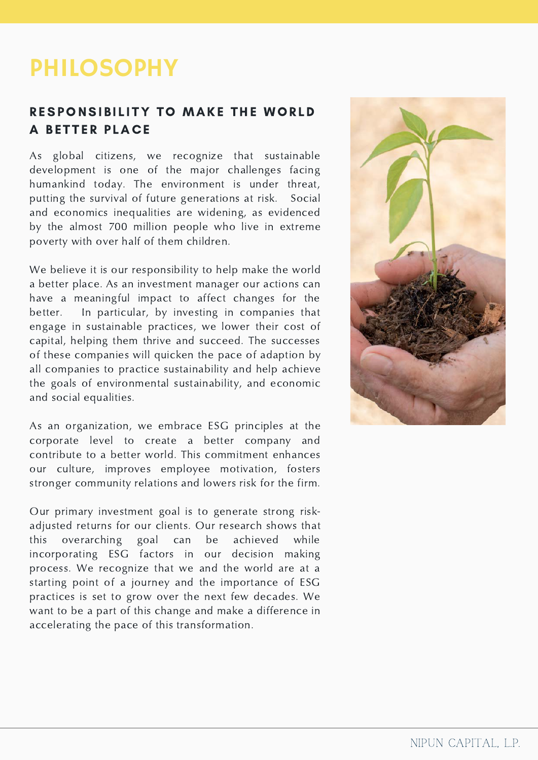# PHILOSOPHY

## RESPONSIBILITY TO MAKE THE WORLD A BETTER PLACE

As global citizens, we recognize that sustainable development is one of the major challenges facing humankind today. The environment is under threat, putting the survival of future generations at risk. Social and economics inequalities are widening, as evidenced by the almost 700 million people who live in extreme poverty with over half of them children.

We believe it is our responsibility to help make the world a better place. As an investment manager our actions can have a meaningful impact to affect changes for the better. In particular, by investing in companies that engage in sustainable practices, we lower their cost of capital, helping them thrive and succeed. The successes of these companies will quicken the pace of adaption by all companies to practice sustainability and help achieve the goals of environmental sustainability, and economic and social equalities.

As an organization, we embrace ESG principles at the corporate level to create a better company and contribute to a better world. This commitment enhances our culture, improves employee motivation, fosters stronger community relations and lowers risk for the firm.

Our primary investment goal is to generate strong risk-adjusted returns for our clients. Our research shows that this overarching goal can be achieved while incorporating ESG factors in our decision making process. We recognize that we and the world are at a starting point of a journey and the importance of ESG practices is set to grow over the next few decades. We want to be a part of this change and make a difference in accelerating the pace of this transformation.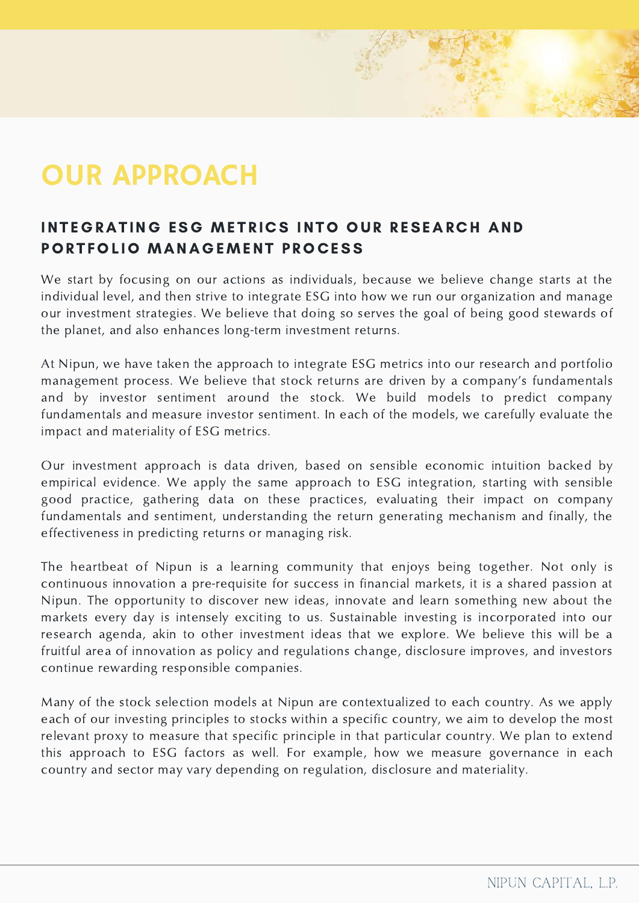# OUR APPROACH

## INTEGRATING ESG METRICS INTO OUR RESEARCH AND PORTFOLIO MANAGEMENT PROCESS

We start by focusing on our actions as individuals, because we believe change starts at the individual level, and then strive to integrate ESG into how we run our organization and manage our investment strategies. We believe that doing so serves the goal of being good stewards of the planet, and also enhances long-term investment returns.

At Nipun, we have taken the approach to integrate ESG metrics into our research and portfolio management process. We believe that stock returns are driven by a company's fundamentals and by investor sentiment around the stock. We build models to predict company fundamentals and measure investor sentiment. In each of the models, we carefully evaluate the impact and materiality of ESG metrics.

Our investment approach is data driven, based on sensible economic intuition backed by empirical evidence. We apply the same approach to ESG integration, starting with sensible good practice, gathering data on these practices, evaluating their impact on company fundamentals and sentiment, understanding the return generating mechanism and finally, the effectiveness in predicting returns or managing risk.

The heartbeat of Nipun is a learning community that enjoys being together. Not only is continuous innovation a pre-requisite for success in financial markets, it is a shared passion at Nipun. The opportunity to discover new ideas, innovate and learn something new about the markets every day is intensely exciting to us. Sustainable investing is incorporated into our research agenda, akin to other investment ideas that we explore. We believe this will be a fruitful area of innovation as policy and regulations change, disclosure improves, and investors continue rewarding responsible companies.

Many of the stock selection models at Nipun are contextualized to each country. As we apply each of our investing principles to stocks within a specific country, we aim to develop the most relevant proxy to measure that specific principle in that particular country. We plan to extend this approach to ESG factors as well. For example, how we measure governance in each country and sector may vary depending on regulation, disclosure and materiality.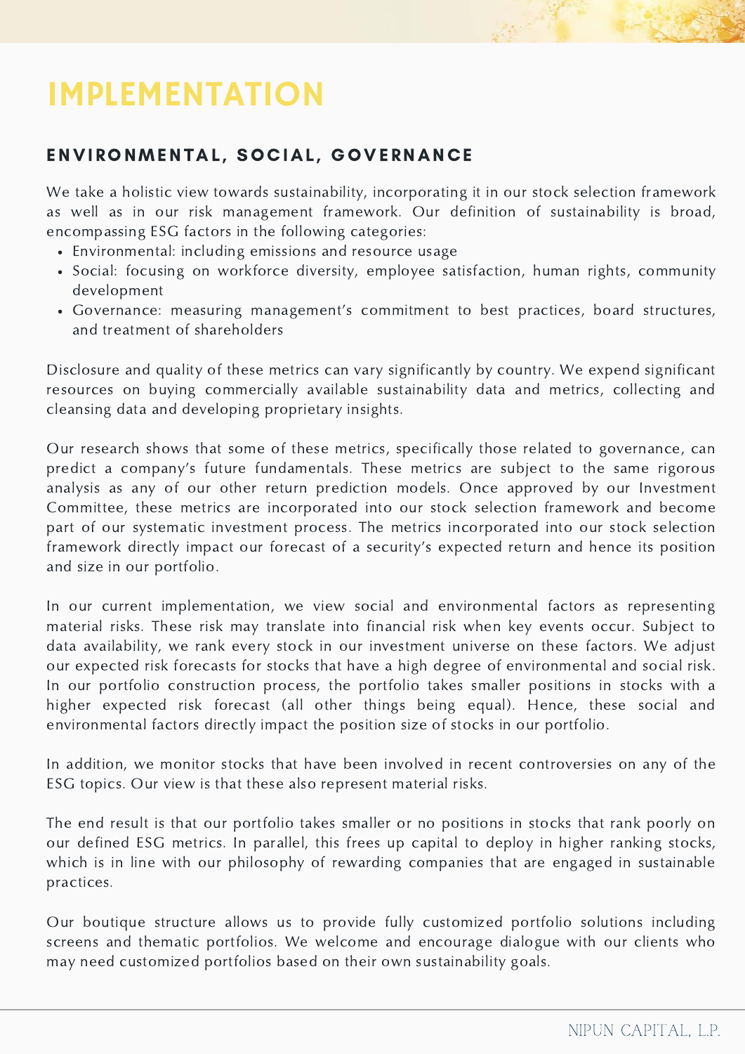# IMPLEMENTATION

## ENVIRONMENTAL, SOCIAL, GOVERNANCE

We take a holistic view towards sustainability, incorporating it in our stock selection framework as well as in our risk management framework. Our definition of sustainability is broad, encompassing ESG factors in the following categories:

- Environmental: including emissions and resource usage
- Social: focusing on workforce diversity, employee satisfaction, human rights, community development
- Governance: measuring management's commitment to best practices, board structures, and treatment of shareholders

Disclosure and quality of these metrics can vary significantly by country. We expend significant resources on buying commercially available sustainability data and metrics, collecting and cleansing data and developing proprietary insights.

Our research shows that some of these metrics, specifically those related to governance, can predict a company's future fundamentals. These metrics are subject to the same rigorous analysis as any of our other return prediction models. Once approved by our Investment Committee, these metrics are incorporated into our stock selection framework and become part of our systematic investment process. The metrics incorporated into our stock selection framework directly impact our forecast of a security's expected return and hence its position and size in our portfolio.

In our current implementation, we view social and environmental factors as representing material risks. These risk may translate into financial risk when key events occur. Subject to data availability, we rank every stock in our investment universe on these factors. We adjust our expected risk forecasts for stocks that have a high degree of environmental and social risk. In our portfolio construction process, the portfolio takes smaller positions in stocks with a higher expected risk forecast (all other things being equal). Hence, these social and environmental factors directly impact the position size of stocks in our portfolio.

In addition, we monitor stocks that have been involved in recent controversies on any of the ESG topics. Our view is that these also represent material risks.

The end result is that our portfolio takes smaller or no positions in stocks that rank poorly on our defined ESG metrics. In parallel, this frees up capital to deploy in higher ranking stocks, which is in line with our philosophy of rewarding companies that are engaged in sustainable practices.

Our boutique structure allows us to provide fully customized portfolio solutions including screens and thematic portfolios. We welcome and encourage dialogue with our clients who may need customized portfolios based on their own sustainability goals.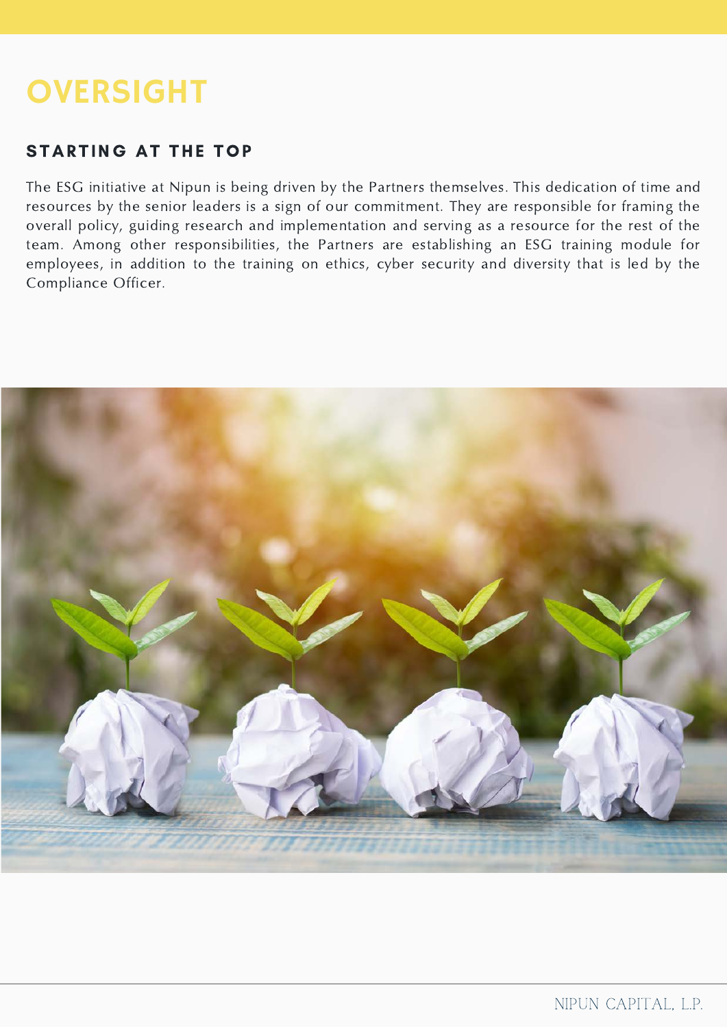# OVERSIGHT

## STARTING AT THE TOP

The ESG initiative at Nipun is being driven by the Partners themselves. This dedication of time and resources by the senior leaders is a sign of our commitment. They are responsible for framing the overall policy, guiding research and implementation and serving as a resource for the rest of the team. Among other responsibilities, the Partners are establishing an ESG training module for employees, in addition to the training on ethics, cyber security and diversity that is led by the Compliance Officer.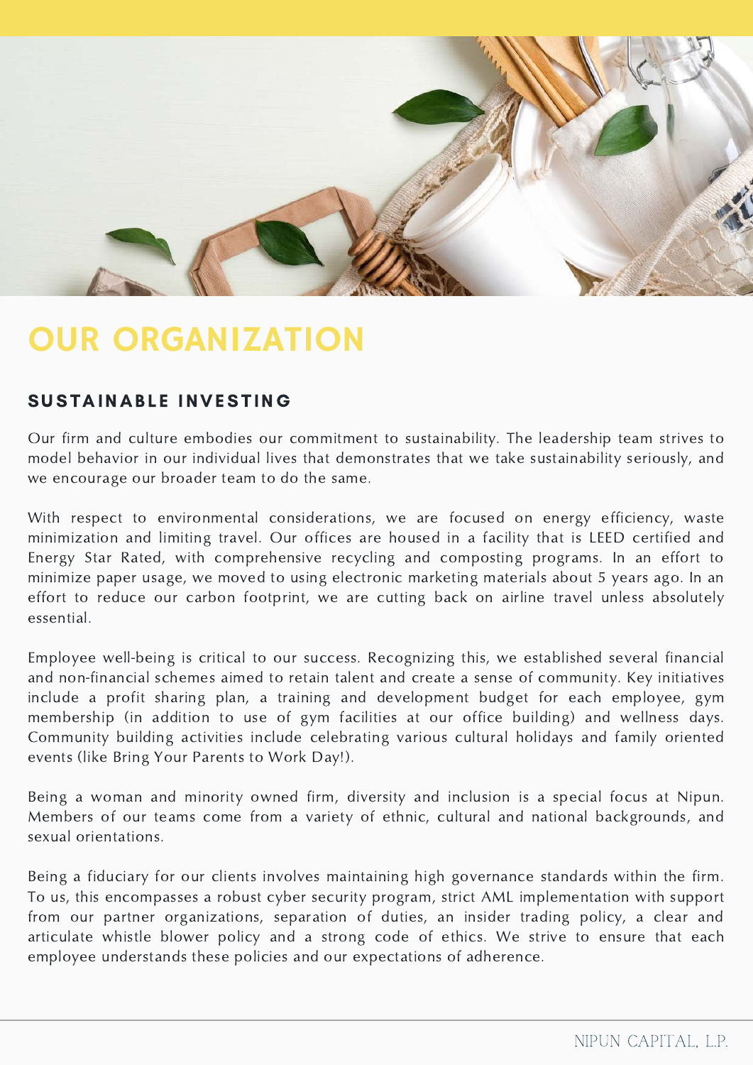# OUR ORGANIZATION

## SUSTAINABLE INVESTING

Our firm and culture embodies our commitment to sustainability. The leadership team strives to model behavior in our individual lives that demonstrates that we take sustainability seriously, and we encourage our broader team to do the same.

With respect to environmental considerations, we are focused on energy efficiency, waste minimization and limiting travel. Our offices are housed in a facility that is LEED certified and Energy Star Rated, with comprehensive recycling and composting programs. In an effort to minimize paper usage, we moved to using electronic marketing materials about 5 years ago. In an effort to reduce our carbon footprint, we are cutting back on airline travel unless absolutely essential.

Employee well-being is critical to our success. Recognizing this, we established several financial and non-financial schemes aimed to retain talent and create a sense of community. Key initiatives include a profit sharing plan, a training and development budget for each employee, gym membership (in addition to use of gym facilities at our office building) and wellness days. Community building activities include celebrating various cultural holidays and family oriented events (like Bring Your Parents to Work Day!).

Being a woman and minority owned firm, diversity and inclusion is a special focus at Nipun. Members of our teams come from a variety of ethnic, cultural and national backgrounds, and sexual orientations.

Being a fiduciary for our clients involves maintaining high governance standards within the firm. To us, this encompasses a robust cyber security program, strict AML implementation with support from our partner organizations, separation of duties, an insider trading policy, a clear and articulate whistle blower policy and a strong code of ethics. We strive to ensure that each employee understands these policies and our expectations of adherence.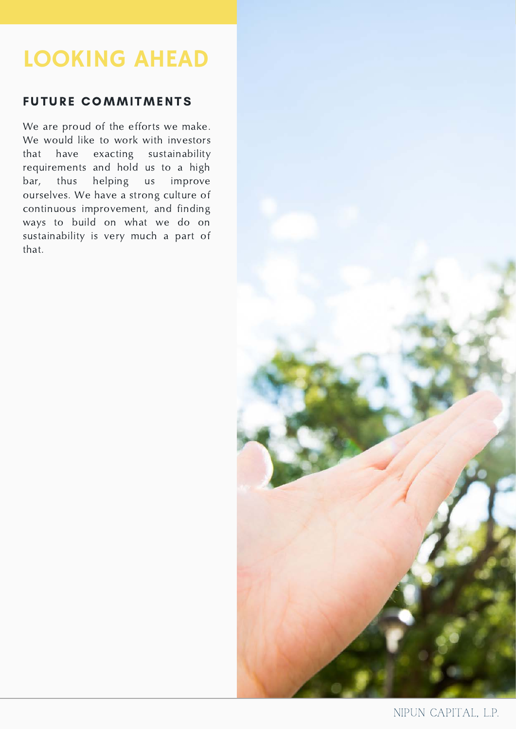# LOOKING AHEAD

## FUTURE COMMITMENTS

We are proud of the efforts we make. We would like to work with investors that have exacting sustainability requirements and hold us to a high bar, thus helping us improve ourselves. We have a strong culture of continuous improvement, and finding ways to build on what we do on sustainability is very much a part of that.